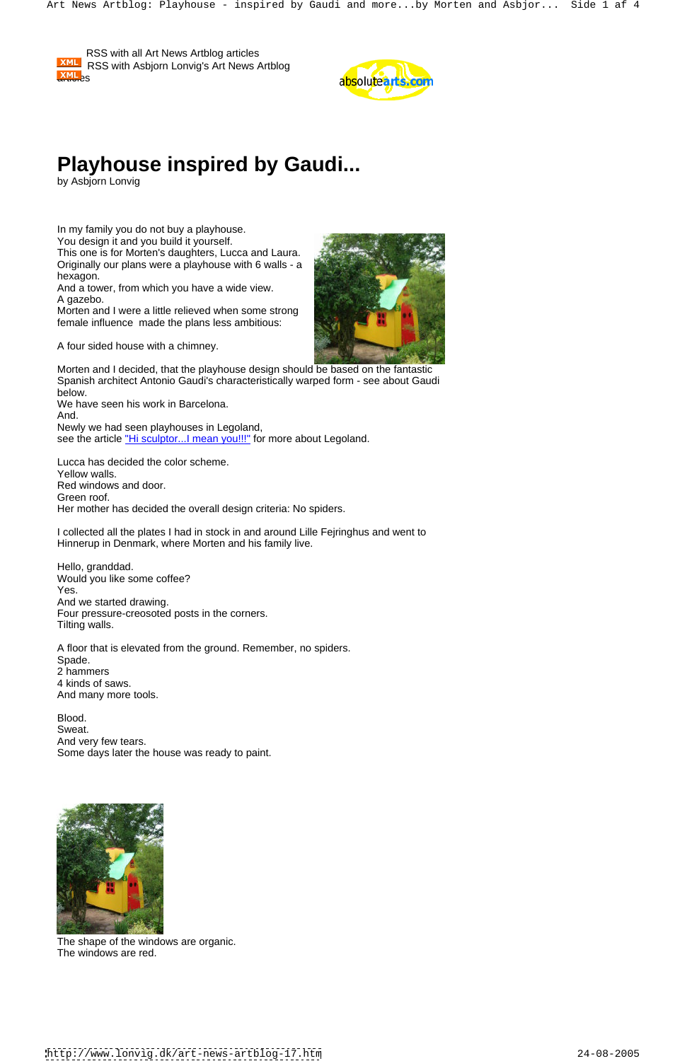RSS with all Art News Artblog articles

RSS with Asbjorn Lonvig's Art News Artblog articles

# Playhouse inspired by Gaudi...

by Asbjorn Lonvig

In my family you do not buy a playhouse.
You design it and you build it yourself.
This one is for Morten's daughters, Lucca and Laura.
Originally our plans were a playhouse with 6 walls - a hexagon.
And a tower, from which you have a wide view.
A gazebo.
Morten and I were a little relieved when some strong female influence made the plans less ambitious:

A four sided house with a chimney.

Morten and I decided, that the playhouse design should be based on the fantastic Spanish architect Antonio Gaudi's characteristically warped form - see about Gaudi below.
We have seen his work in Barcelona.
And.
Newly we had seen playhouses in Legoland,
see the article "Hi sculptor...I mean you!!!" for more about Legoland.

Lucca has decided the color scheme.
Yellow walls.
Red windows and door.
Green roof.
Her mother has decided the overall design criteria: No spiders.

I collected all the plates I had in stock in and around Lille Fejringhus and went to Hinnerup in Denmark, where Morten and his family live.

Hello, granddad.
Would you like some coffee?
Yes.
And we started drawing.
Four pressure-creosoted posts in the corners.
Tilting walls.

A floor that is elevated from the ground. Remember, no spiders.
Spade.
2 hammers
4 kinds of saws.
And many more tools.

Blood.
Sweat.
And very few tears.
Some days later the house was ready to paint.

The shape of the windows are organic.
The windows are red.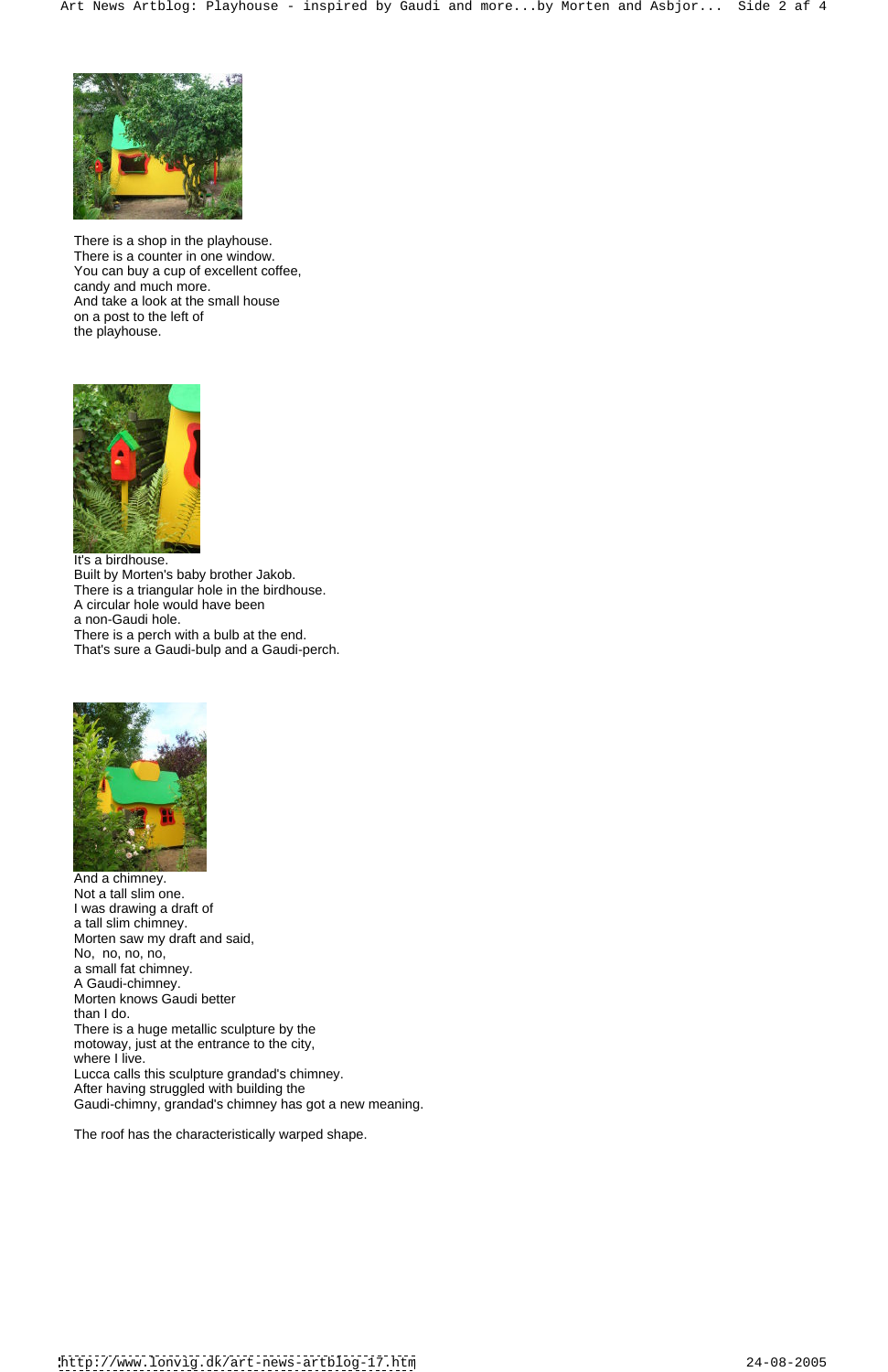There is a shop in the playhouse.
There is a counter in one window.
You can buy a cup of excellent coffee,
candy and much more.
And take a look at the small house
on a post to the left of
the playhouse.

It's a birdhouse.
Built by Morten's baby brother Jakob.
There is a triangular hole in the birdhouse.
A circular hole would have been
a non-Gaudi hole.
There is a perch with a bulb at the end.
That's sure a Gaudi-bulp and a Gaudi-perch.

And a chimney.
Not a tall slim one.
I was drawing a draft of
a tall slim chimney.
Morten saw my draft and said,
No, no, no, no,
a small fat chimney.
A Gaudi-chimney.
Morten knows Gaudi better
than I do.
There is a huge metallic sculpture by the
motoway, just at the entrance to the city,
where I live.
Lucca calls this sculpture grandad's chimney.
After having struggled with building the
Gaudi-chimny, grandad's chimney has got a new meaning.

The roof has the characteristically warped shape.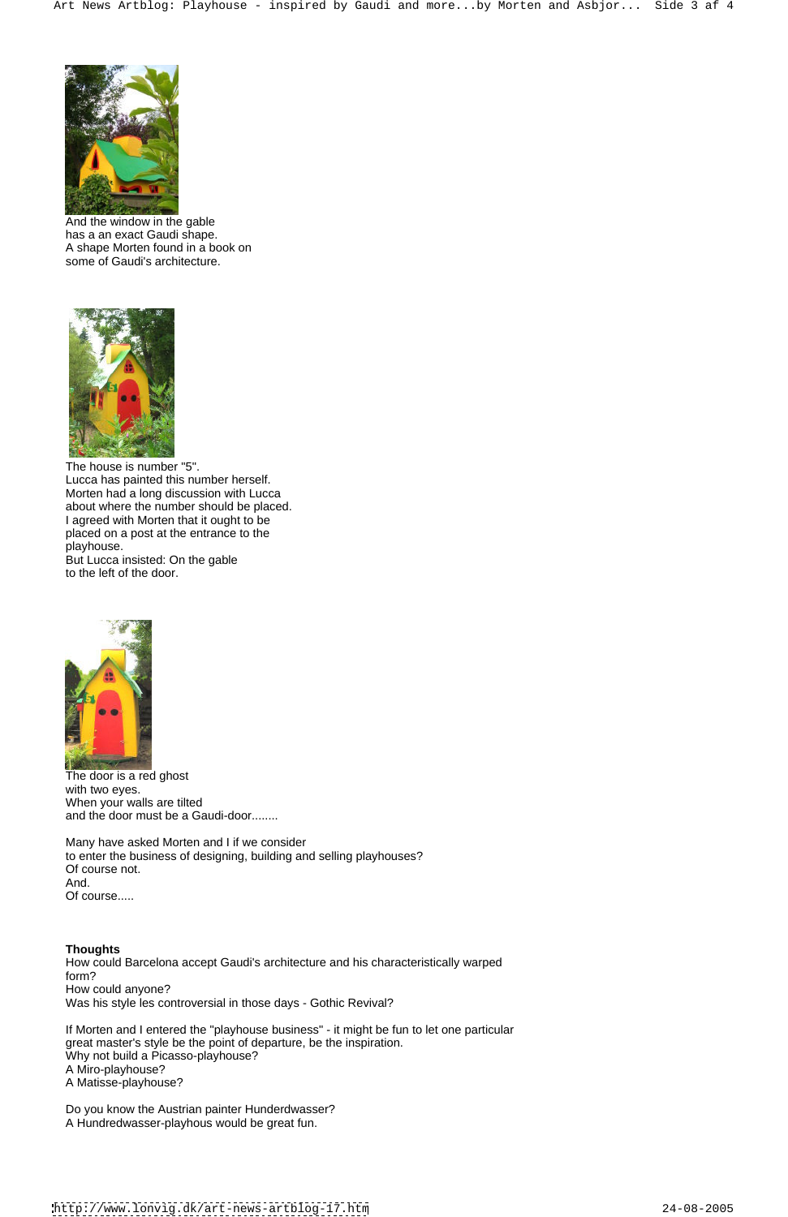And the window in the gable
has a an exact Gaudi shape.
A shape Morten found in a book on
some of Gaudi's architecture.

The house is number "5".
Lucca has painted this number herself.
Morten had a long discussion with Lucca
about where the number should be placed.
I agreed with Morten that it ought to be
placed on a post at the entrance to the
playhouse.
But Lucca insisted: On the gable
to the left of the door.

The door is a red ghost
with two eyes.
When your walls are tilted
and the door must be a Gaudi-door........

Many have asked Morten and I if we consider
to enter the business of designing, building and selling playhouses?
Of course not.
And.
Of course.....

**Thoughts**
How could Barcelona accept Gaudi's architecture and his characteristically warped form?
How could anyone?
Was his style les controversial in those days - Gothic Revival?

If Morten and I entered the "playhouse business" - it might be fun to let one particular great master's style be the point of departure, be the inspiration.
Why not build a Picasso-playhouse?
A Miro-playhouse?
A Matisse-playhouse?

Do you know the Austrian painter Hunderdwasser?
A Hundredwasser-playhous would be great fun.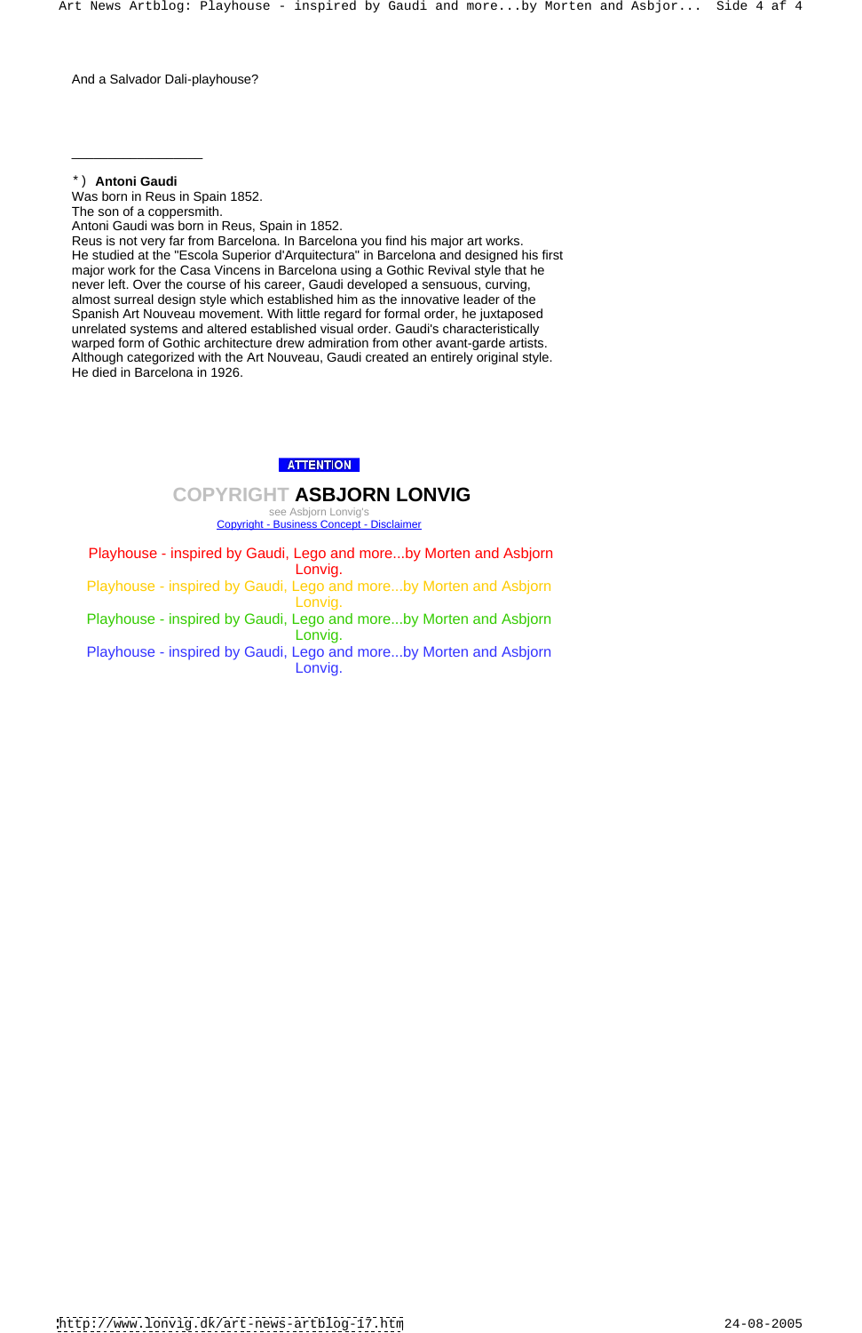And a Salvador Dali-playhouse?

---

*) **Antoni Gaudi**
Was born in Reus in Spain 1852.
The son of a coppersmith.
Antoni Gaudi was born in Reus, Spain in 1852.
Reus is not very far from Barcelona. In Barcelona you find his major art works.
He studied at the "Escola Superior d'Arquitectura" in Barcelona and designed his first major work for the Casa Vincens in Barcelona using a Gothic Revival style that he never left. Over the course of his career, Gaudi developed a sensuous, curving, almost surreal design style which established him as the innovative leader of the Spanish Art Nouveau movement. With little regard for formal order, he juxtaposed unrelated systems and altered established visual order. Gaudi's characteristically warped form of Gothic architecture drew admiration from other avant-garde artists. Although categorized with the Art Nouveau, Gaudi created an entirely original style.
He died in Barcelona in 1926.

ATTENTION

COPYRIGHT **ASBJORN LONVIG**

see Asbjorn Lonvig's
Copyright - Business Concept - Disclaimer

Playhouse - inspired by Gaudi, Lego and more...by Morten and Asbjorn Lonvig.
Playhouse - inspired by Gaudi, Lego and more...by Morten and Asbjorn Lonvig.
Playhouse - inspired by Gaudi, Lego and more...by Morten and Asbjorn Lonvig.
Playhouse - inspired by Gaudi, Lego and more...by Morten and Asbjorn Lonvig.